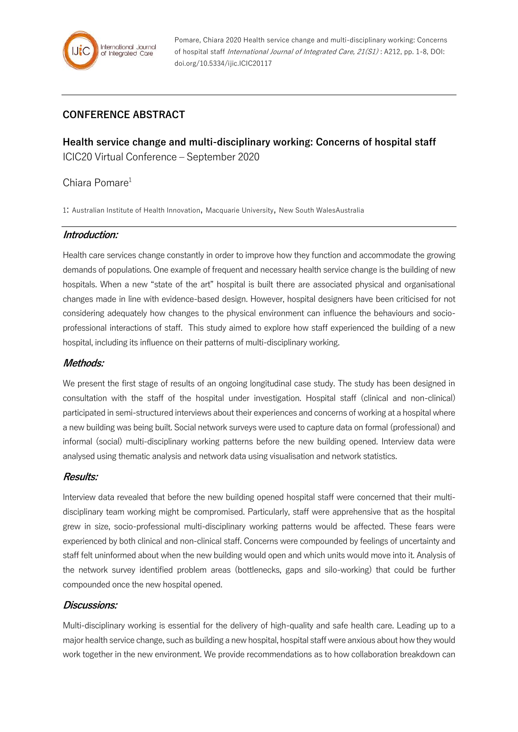Pomare, Chiara 2020 Health service change and multi-disciplinary working: Concerns of hospital staff *International Journal of Integrated Care, 21(S1)* : A212, pp. 1-8, DOI: doi.org/10.5334/ijic.ICIC20117

## CONFERENCE ABSTRACT

# Health service change and multi-disciplinary working: Concerns of hospital staff

ICIC20 Virtual Conference – September 2020

Chiara Pomare[1]

1: Australian Institute of Health Innovation, Macquarie University, New South WalesAustralia

### *Introduction:*

Health care services change constantly in order to improve how they function and accommodate the growing demands of populations. One example of frequent and necessary health service change is the building of new hospitals. When a new "state of the art" hospital is built there are associated physical and organisational changes made in line with evidence-based design. However, hospital designers have been criticised for not considering adequately how changes to the physical environment can influence the behaviours and socio-professional interactions of staff. This study aimed to explore how staff experienced the building of a new hospital, including its influence on their patterns of multi-disciplinary working.

### *Methods:*

We present the first stage of results of an ongoing longitudinal case study. The study has been designed in consultation with the staff of the hospital under investigation. Hospital staff (clinical and non-clinical) participated in semi-structured interviews about their experiences and concerns of working at a hospital where a new building was being built. Social network surveys were used to capture data on formal (professional) and informal (social) multi-disciplinary working patterns before the new building opened. Interview data were analysed using thematic analysis and network data using visualisation and network statistics.

### *Results:*

Interview data revealed that before the new building opened hospital staff were concerned that their multi-disciplinary team working might be compromised. Particularly, staff were apprehensive that as the hospital grew in size, socio-professional multi-disciplinary working patterns would be affected. These fears were experienced by both clinical and non-clinical staff. Concerns were compounded by feelings of uncertainty and staff felt uninformed about when the new building would open and which units would move into it. Analysis of the network survey identified problem areas (bottlenecks, gaps and silo-working) that could be further compounded once the new hospital opened.

### *Discussions:*

Multi-disciplinary working is essential for the delivery of high-quality and safe health care. Leading up to a major health service change, such as building a new hospital, hospital staff were anxious about how they would work together in the new environment. We provide recommendations as to how collaboration breakdown can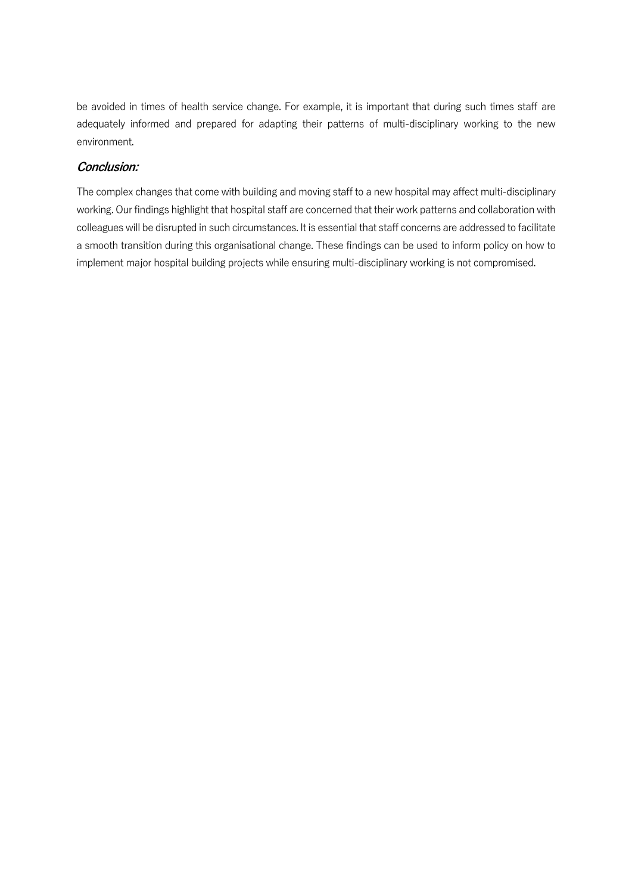be avoided in times of health service change. For example, it is important that during such times staff are adequately informed and prepared for adapting their patterns of multi-disciplinary working to the new environment.

### *Conclusion:*

The complex changes that come with building and moving staff to a new hospital may affect multi-disciplinary working. Our findings highlight that hospital staff are concerned that their work patterns and collaboration with colleagues will be disrupted in such circumstances. It is essential that staff concerns are addressed to facilitate a smooth transition during this organisational change. These findings can be used to inform policy on how to implement major hospital building projects while ensuring multi-disciplinary working is not compromised.